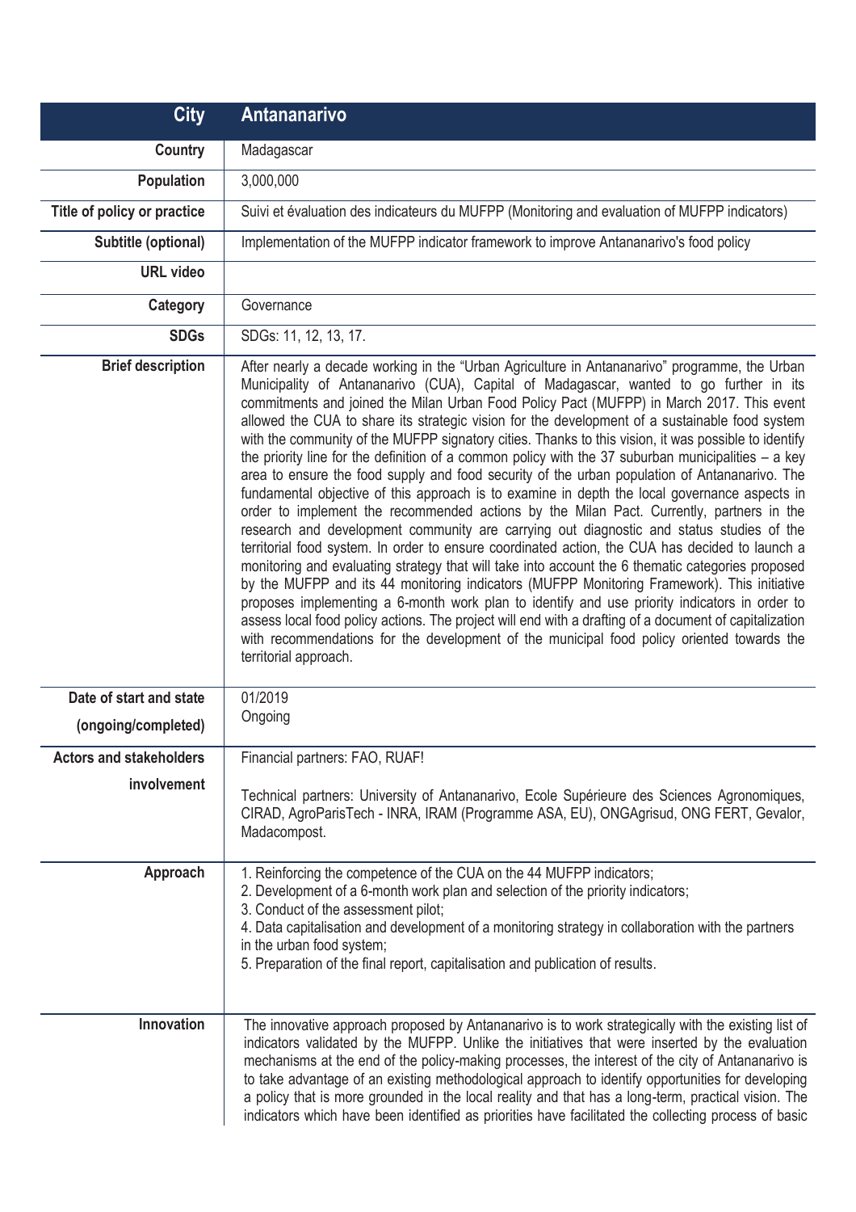| City | Antananarivo |
|---|---|
| Country | Madagascar |
| Population | 3,000,000 |
| Title of policy or practice | Suivi et évaluation des indicateurs du MUFPP (Monitoring and evaluation of MUFPP indicators) |
| Subtitle (optional) | Implementation of the MUFPP indicator framework to improve Antananarivo's food policy |
| URL video | |
| Category | Governance |
| SDGs | SDGs: 11, 12, 13, 17. |
| Brief description | After nearly a decade working in the "Urban Agriculture in Antananarivo" programme, the Urban Municipality of Antananarivo (CUA), Capital of Madagascar, wanted to go further in its commitments and joined the Milan Urban Food Policy Pact (MUFPP) in March 2017. This event allowed the CUA to share its strategic vision for the development of a sustainable food system with the community of the MUFPP signatory cities. Thanks to this vision, it was possible to identify the priority line for the definition of a common policy with the 37 suburban municipalities – a key area to ensure the food supply and food security of the urban population of Antananarivo. The fundamental objective of this approach is to examine in depth the local governance aspects in order to implement the recommended actions by the Milan Pact. Currently, partners in the research and development community are carrying out diagnostic and status studies of the territorial food system. In order to ensure coordinated action, the CUA has decided to launch a monitoring and evaluating strategy that will take into account the 6 thematic categories proposed by the MUFPP and its 44 monitoring indicators (MUFPP Monitoring Framework). This initiative proposes implementing a 6-month work plan to identify and use priority indicators in order to assess local food policy actions. The project will end with a drafting of a document of capitalization with recommendations for the development of the municipal food policy oriented towards the territorial approach. |
| Date of start and state (ongoing/completed) | 01/2019<br>Ongoing |
| Actors and stakeholders involvement | Financial partners: FAO, RUAF!<br><br>Technical partners: University of Antananarivo, Ecole Supérieure des Sciences Agronomiques, CIRAD, AgroParisTech - INRA, IRAM (Programme ASA, EU), ONGAgrisud, ONG FERT, Gevalor, Madacompost. |
| Approach | 1. Reinforcing the competence of the CUA on the 44 MUFPP indicators;<br>2. Development of a 6-month work plan and selection of the priority indicators;<br>3. Conduct of the assessment pilot;<br>4. Data capitalisation and development of a monitoring strategy in collaboration with the partners in the urban food system;<br>5. Preparation of the final report, capitalisation and publication of results. |
| Innovation | The innovative approach proposed by Antananarivo is to work strategically with the existing list of indicators validated by the MUFPP. Unlike the initiatives that were inserted by the evaluation mechanisms at the end of the policy-making processes, the interest of the city of Antananarivo is to take advantage of an existing methodological approach to identify opportunities for developing a policy that is more grounded in the local reality and that has a long-term, practical vision. The indicators which have been identified as priorities have facilitated the collecting process of basic |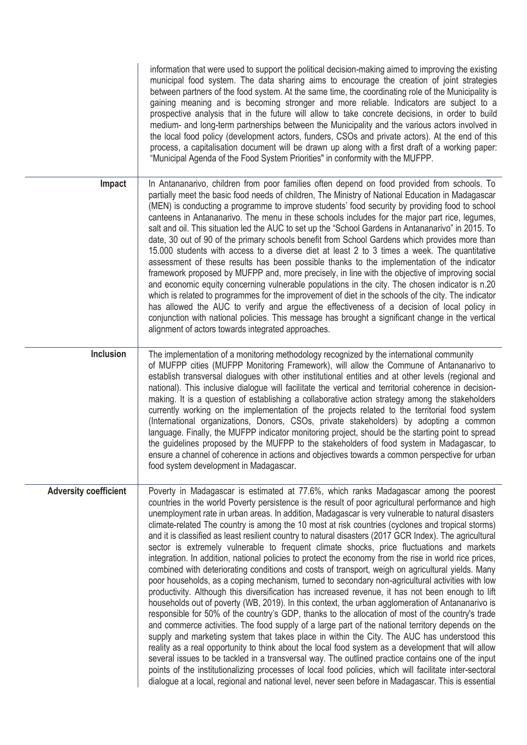| | |
|---|---|
| | information that were used to support the political decision-making aimed to improving the existing municipal food system. The data sharing aims to encourage the creation of joint strategies between partners of the food system. At the same time, the coordinating role of the Municipality is gaining meaning and is becoming stronger and more reliable. Indicators are subject to a prospective analysis that in the future will allow to take concrete decisions, in order to build medium- and long-term partnerships between the Municipality and the various actors involved in the local food policy (development actors, funders, CSOs and private actors). At the end of this process, a capitalisation document will be drawn up along with a first draft of a working paper: "Municipal Agenda of the Food System Priorities" in conformity with the MUFPP. |
| **Impact** | In Antananarivo, children from poor families often depend on food provided from schools. To partially meet the basic food needs of children, The Ministry of National Education in Madagascar (MEN) is conducting a programme to improve students' food security by providing food to school canteens in Antananarivo. The menu in these schools includes for the major part rice, legumes, salt and oil. This situation led the AUC to set up the "School Gardens in Antananarivo" in 2015. To date, 30 out of 90 of the primary schools benefit from School Gardens which provides more than 15.000 students with access to a diverse diet at least 2 to 3 times a week. The quantitative assessment of these results has been possible thanks to the implementation of the indicator framework proposed by MUFPP and, more precisely, in line with the objective of improving social and economic equity concerning vulnerable populations in the city. The chosen indicator is n.20 which is related to programmes for the improvement of diet in the schools of the city. The indicator has allowed the AUC to verify and argue the effectiveness of a decision of local policy in conjunction with national policies. This message has brought a significant change in the vertical alignment of actors towards integrated approaches. |
| **Inclusion** | The implementation of a monitoring methodology recognized by the international community of MUFPP cities (MUFPP Monitoring Framework), will allow the Commune of Antananarivo to establish transversal dialogues with other institutional entities and at other levels (regional and national). This inclusive dialogue will facilitate the vertical and territorial coherence in decision-making. It is a question of establishing a collaborative action strategy among the stakeholders currently working on the implementation of the projects related to the territorial food system (International organizations, Donors, CSOs, private stakeholders) by adopting a common language. Finally, the MUFPP indicator monitoring project, should be the starting point to spread the guidelines proposed by the MUFPP to the stakeholders of food system in Madagascar, to ensure a channel of coherence in actions and objectives towards a common perspective for urban food system development in Madagascar. |
| **Adversity coefficient** | Poverty in Madagascar is estimated at 77.6%, which ranks Madagascar among the poorest countries in the world Poverty persistence is the result of poor agricultural performance and high unemployment rate in urban areas. In addition, Madagascar is very vulnerable to natural disasters climate-related The country is among the 10 most at risk countries (cyclones and tropical storms) and it is classified as least resilient country to natural disasters (2017 GCR Index). The agricultural sector is extremely vulnerable to frequent climate shocks, price fluctuations and markets integration. In addition, national policies to protect the economy from the rise in world rice prices, combined with deteriorating conditions and costs of transport, weigh on agricultural yields. Many poor households, as a coping mechanism, turned to secondary non-agricultural activities with low productivity. Although this diversification has increased revenue, it has not been enough to lift households out of poverty (WB, 2019). In this context, the urban agglomeration of Antananarivo is responsible for 50% of the country's GDP, thanks to the allocation of most of the country's trade and commerce activities. The food supply of a large part of the national territory depends on the supply and marketing system that takes place in within the City. The AUC has understood this reality as a real opportunity to think about the local food system as a development that will allow several issues to be tackled in a transversal way. The outlined practice contains one of the input points of the institutionalizing processes of local food policies, which will facilitate inter-sectoral dialogue at a local, regional and national level, never seen before in Madagascar. This is essential |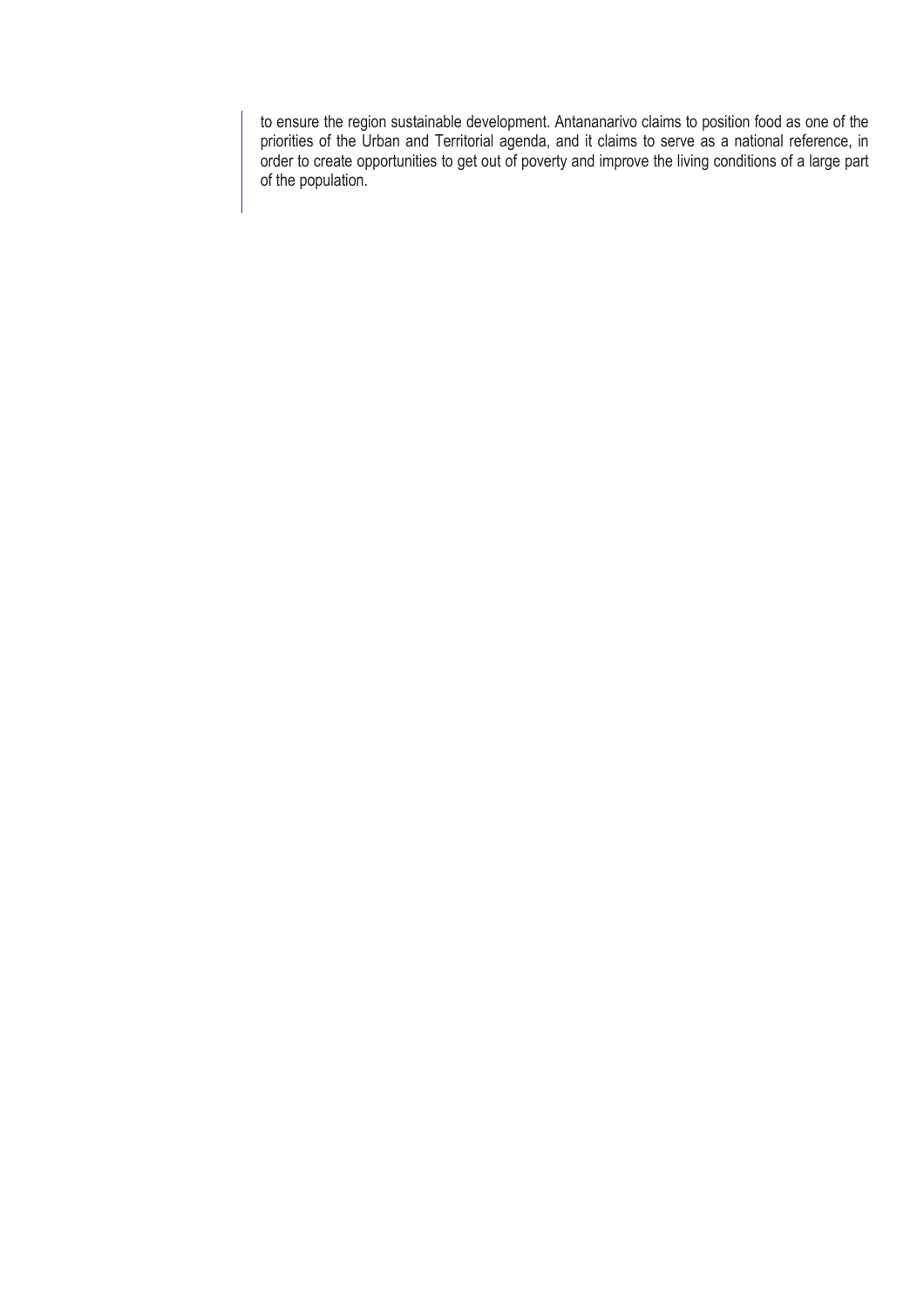to ensure the region sustainable development. Antananarivo claims to position food as one of the priorities of the Urban and Territorial agenda, and it claims to serve as a national reference, in order to create opportunities to get out of poverty and improve the living conditions of a large part of the population.